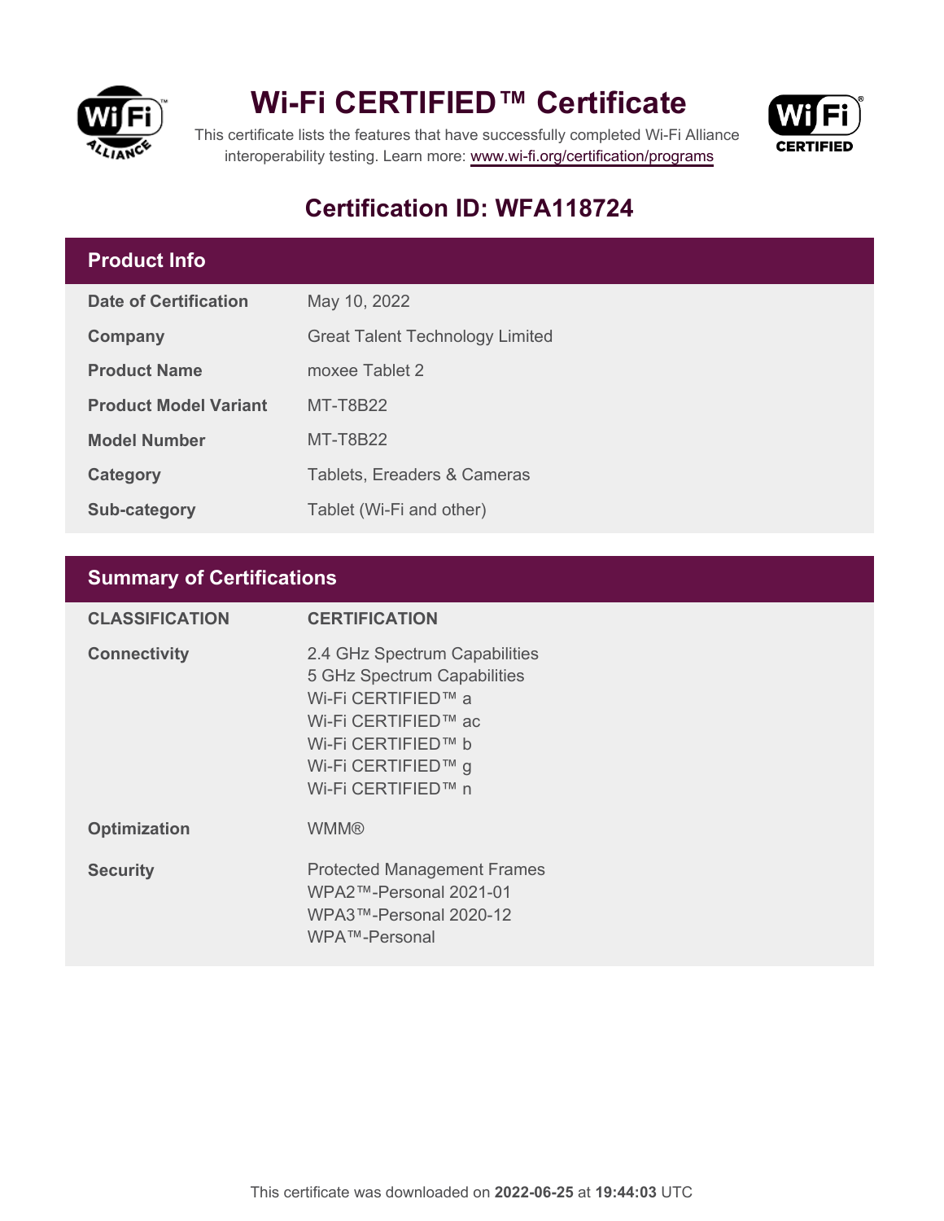# Wi-Fi CERTIFIED™ Certificate

This certificate lists the features that have successfully completed Wi-Fi Alliance interoperability testing. Learn more: www.wi-fi.org/certification/programs

## Certification ID: WFA118724

### Product Info

| | |
|---|---|
| **Date of Certification** | May 10, 2022 |
| **Company** | Great Talent Technology Limited |
| **Product Name** | moxee Tablet 2 |
| **Product Model Variant** | MT-T8B22 |
| **Model Number** | MT-T8B22 |
| **Category** | Tablets, Ereaders & Cameras |
| **Sub-category** | Tablet (Wi-Fi and other) |

### Summary of Certifications

| CLASSIFICATION | CERTIFICATION |
|---|---|
| **Connectivity** | 2.4 GHz Spectrum Capabilities<br>5 GHz Spectrum Capabilities<br>Wi-Fi CERTIFIED™ a<br>Wi-Fi CERTIFIED™ ac<br>Wi-Fi CERTIFIED™ b<br>Wi-Fi CERTIFIED™ g<br>Wi-Fi CERTIFIED™ n |
| **Optimization** | WMM® |
| **Security** | Protected Management Frames<br>WPA2™-Personal 2021-01<br>WPA3™-Personal 2020-12<br>WPA™-Personal |

This certificate was downloaded on **2022-06-25** at **19:44:03** UTC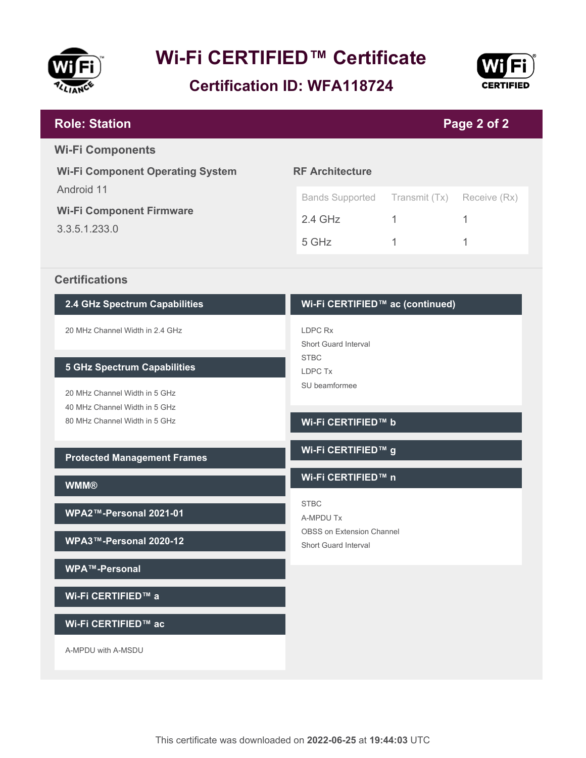# Wi-Fi CERTIFIED™ Certificate

## Certification ID: WFA118724

## Role: Station

### Wi-Fi Components

**Wi-Fi Component Operating System**

Android 11

**Wi-Fi Component Firmware**

3.3.5.1.233.0

**RF Architecture**

| Bands Supported | Transmit (Tx) | Receive (Rx) |
|---|---|---|
| 2.4 GHz | 1 | 1 |
| 5 GHz | 1 | 1 |

### Certifications

**2.4 GHz Spectrum Capabilities**

- 20 MHz Channel Width in 2.4 GHz

**5 GHz Spectrum Capabilities**

- 20 MHz Channel Width in 5 GHz
- 40 MHz Channel Width in 5 GHz
- 80 MHz Channel Width in 5 GHz

**Protected Management Frames**

**WMM®**

**WPA2™-Personal 2021-01**

**WPA3™-Personal 2020-12**

**WPA™-Personal**

**Wi-Fi CERTIFIED™ a**

**Wi-Fi CERTIFIED™ ac**

- A-MPDU with A-MSDU

**Wi-Fi CERTIFIED™ ac (continued)**

- LDPC Rx
- Short Guard Interval
- STBC
- LDPC Tx
- SU beamformee

**Wi-Fi CERTIFIED™ b**

**Wi-Fi CERTIFIED™ g**

**Wi-Fi CERTIFIED™ n**

- STBC
- A-MPDU Tx
- OBSS on Extension Channel
- Short Guard Interval

This certificate was downloaded on **2022-06-25** at **19:44:03** UTC